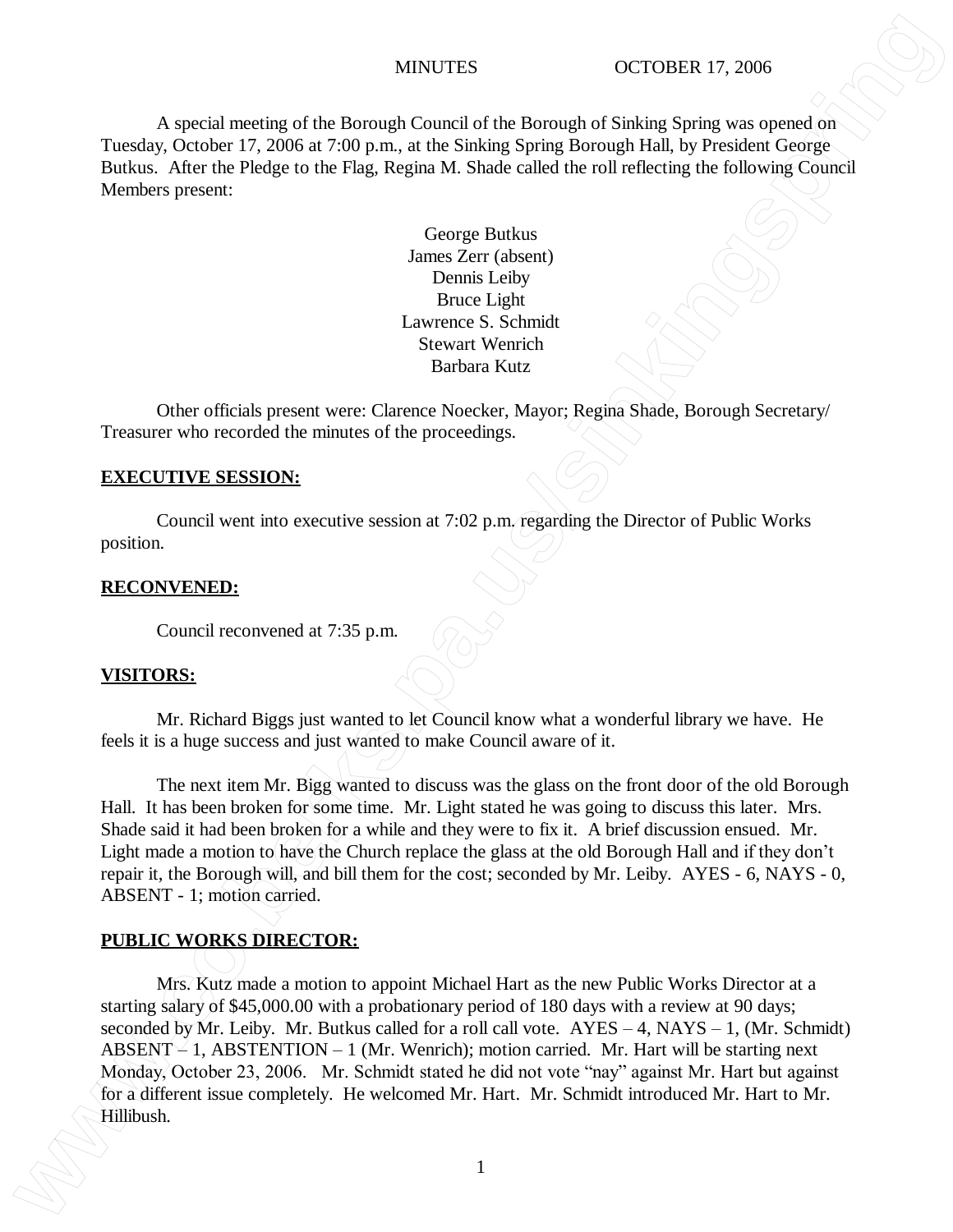MINUTES OCTOBER 17, 2006

A special meeting of the Borough Council of the Borough of Sinking Spring was opened on Tuesday, October 17, 2006 at 7:00 p.m., at the Sinking Spring Borough Hall, by President George Butkus. After the Pledge to the Flag, Regina M. Shade called the roll reflecting the following Council Members present:

George Butkus
James Zerr (absent)
Dennis Leiby
Bruce Light
Lawrence S. Schmidt
Stewart Wenrich
Barbara Kutz

Other officials present were: Clarence Noecker, Mayor; Regina Shade, Borough Secretary/ Treasurer who recorded the minutes of the proceedings.

**EXECUTIVE SESSION:**

Council went into executive session at 7:02 p.m. regarding the Director of Public Works position.

**RECONVENED:**

Council reconvened at 7:35 p.m.

**VISITORS:**

Mr. Richard Biggs just wanted to let Council know what a wonderful library we have. He feels it is a huge success and just wanted to make Council aware of it.

The next item Mr. Bigg wanted to discuss was the glass on the front door of the old Borough Hall. It has been broken for some time. Mr. Light stated he was going to discuss this later. Mrs. Shade said it had been broken for a while and they were to fix it. A brief discussion ensued. Mr. Light made a motion to have the Church replace the glass at the old Borough Hall and if they don't repair it, the Borough will, and bill them for the cost; seconded by Mr. Leiby. AYES - 6, NAYS - 0, ABSENT - 1; motion carried.

**PUBLIC WORKS DIRECTOR:**

Mrs. Kutz made a motion to appoint Michael Hart as the new Public Works Director at a starting salary of $45,000.00 with a probationary period of 180 days with a review at 90 days; seconded by Mr. Leiby. Mr. Butkus called for a roll call vote. AYES – 4, NAYS – 1, (Mr. Schmidt) ABSENT – 1, ABSTENTION – 1 (Mr. Wenrich); motion carried. Mr. Hart will be starting next Monday, October 23, 2006. Mr. Schmidt stated he did not vote "nay" against Mr. Hart but against for a different issue completely. He welcomed Mr. Hart. Mr. Schmidt introduced Mr. Hart to Mr. Hillibush.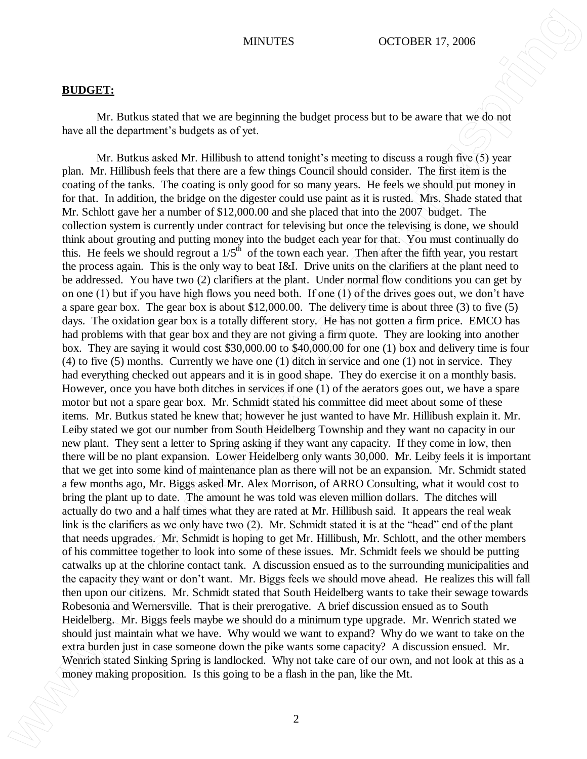## BUDGET:

Mr. Butkus stated that we are beginning the budget process but to be aware that we do not have all the department's budgets as of yet.

Mr. Butkus asked Mr. Hillibush to attend tonight's meeting to discuss a rough five (5) year plan. Mr. Hillibush feels that there are a few things Council should consider. The first item is the coating of the tanks. The coating is only good for so many years. He feels we should put money in for that. In addition, the bridge on the digester could use paint as it is rusted. Mrs. Shade stated that Mr. Schlott gave her a number of $12,000.00 and she placed that into the 2007 budget. The collection system is currently under contract for televising but once the televising is done, we should think about grouting and putting money into the budget each year for that. You must continually do this. He feels we should regrout a 1/5th of the town each year. Then after the fifth year, you restart the process again. This is the only way to beat I&I. Drive units on the clarifiers at the plant need to be addressed. You have two (2) clarifiers at the plant. Under normal flow conditions you can get by on one (1) but if you have high flows you need both. If one (1) of the drives goes out, we don't have a spare gear box. The gear box is about $12,000.00. The delivery time is about three (3) to five (5) days. The oxidation gear box is a totally different story. He has not gotten a firm price. EMCO has had problems with that gear box and they are not giving a firm quote. They are looking into another box. They are saying it would cost $30,000.00 to $40,000.00 for one (1) box and delivery time is four (4) to five (5) months. Currently we have one (1) ditch in service and one (1) not in service. They had everything checked out appears and it is in good shape. They do exercise it on a monthly basis. However, once you have both ditches in services if one (1) of the aerators goes out, we have a spare motor but not a spare gear box. Mr. Schmidt stated his committee did meet about some of these items. Mr. Butkus stated he knew that; however he just wanted to have Mr. Hillibush explain it. Mr. Leiby stated we got our number from South Heidelberg Township and they want no capacity in our new plant. They sent a letter to Spring asking if they want any capacity. If they come in low, then there will be no plant expansion. Lower Heidelberg only wants 30,000. Mr. Leiby feels it is important that we get into some kind of maintenance plan as there will not be an expansion. Mr. Schmidt stated a few months ago, Mr. Biggs asked Mr. Alex Morrison, of ARRO Consulting, what it would cost to bring the plant up to date. The amount he was told was eleven million dollars. The ditches will actually do two and a half times what they are rated at Mr. Hillibush said. It appears the real weak link is the clarifiers as we only have two (2). Mr. Schmidt stated it is at the "head" end of the plant that needs upgrades. Mr. Schmidt is hoping to get Mr. Hillibush, Mr. Schlott, and the other members of his committee together to look into some of these issues. Mr. Schmidt feels we should be putting catwalks up at the chlorine contact tank. A discussion ensued as to the surrounding municipalities and the capacity they want or don't want. Mr. Biggs feels we should move ahead. He realizes this will fall then upon our citizens. Mr. Schmidt stated that South Heidelberg wants to take their sewage towards Robesonia and Wernersville. That is their prerogative. A brief discussion ensued as to South Heidelberg. Mr. Biggs feels maybe we should do a minimum type upgrade. Mr. Wenrich stated we should just maintain what we have. Why would we want to expand? Why do we want to take on the extra burden just in case someone down the pike wants some capacity? A discussion ensued. Mr. Wenrich stated Sinking Spring is landlocked. Why not take care of our own, and not look at this as a money making proposition. Is this going to be a flash in the pan, like the Mt.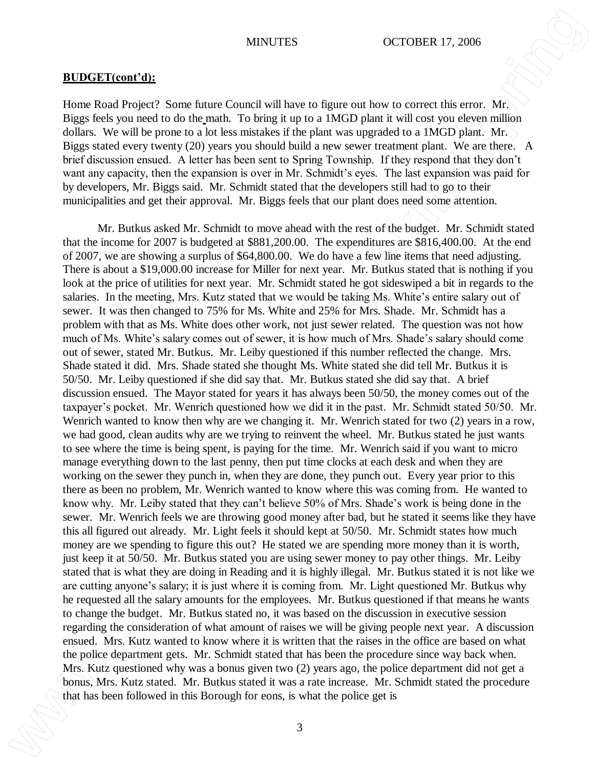**BUDGET(cont'd):**

Home Road Project? Some future Council will have to figure out how to correct this error. Mr. Biggs feels you need to do the math. To bring it up to a 1MGD plant it will cost you eleven million dollars. We will be prone to a lot less mistakes if the plant was upgraded to a 1MGD plant. Mr. Biggs stated every twenty (20) years you should build a new sewer treatment plant. We are there. A brief discussion ensued. A letter has been sent to Spring Township. If they respond that they don't want any capacity, then the expansion is over in Mr. Schmidt's eyes. The last expansion was paid for by developers, Mr. Biggs said. Mr. Schmidt stated that the developers still had to go to their municipalities and get their approval. Mr. Biggs feels that our plant does need some attention.

Mr. Butkus asked Mr. Schmidt to move ahead with the rest of the budget. Mr. Schmidt stated that the income for 2007 is budgeted at $881,200.00. The expenditures are $816,400.00. At the end of 2007, we are showing a surplus of $64,800.00. We do have a few line items that need adjusting. There is about a $19,000.00 increase for Miller for next year. Mr. Butkus stated that is nothing if you look at the price of utilities for next year. Mr. Schmidt stated he got sideswiped a bit in regards to the salaries. In the meeting, Mrs. Kutz stated that we would be taking Ms. White's entire salary out of sewer. It was then changed to 75% for Ms. White and 25% for Mrs. Shade. Mr. Schmidt has a problem with that as Ms. White does other work, not just sewer related. The question was not how much of Ms. White's salary comes out of sewer, it is how much of Mrs. Shade's salary should come out of sewer, stated Mr. Butkus. Mr. Leiby questioned if this number reflected the change. Mrs. Shade stated it did. Mrs. Shade stated she thought Ms. White stated she did tell Mr. Butkus it is 50/50. Mr. Leiby questioned if she did say that. Mr. Butkus stated she did say that. A brief discussion ensued. The Mayor stated for years it has always been 50/50, the money comes out of the taxpayer's pocket. Mr. Wenrich questioned how we did it in the past. Mr. Schmidt stated 50/50. Mr. Wenrich wanted to know then why are we changing it. Mr. Wenrich stated for two (2) years in a row, we had good, clean audits why are we trying to reinvent the wheel. Mr. Butkus stated he just wants to see where the time is being spent, is paying for the time. Mr. Wenrich said if you want to micro manage everything down to the last penny, then put time clocks at each desk and when they are working on the sewer they punch in, when they are done, they punch out. Every year prior to this there as been no problem, Mr. Wenrich wanted to know where this was coming from. He wanted to know why. Mr. Leiby stated that they can't believe 50% of Mrs. Shade's work is being done in the sewer. Mr. Wenrich feels we are throwing good money after bad, but he stated it seems like they have this all figured out already. Mr. Light feels it should kept at 50/50. Mr. Schmidt states how much money are we spending to figure this out? He stated we are spending more money than it is worth, just keep it at 50/50. Mr. Butkus stated you are using sewer money to pay other things. Mr. Leiby stated that is what they are doing in Reading and it is highly illegal. Mr. Butkus stated it is not like we are cutting anyone's salary; it is just where it is coming from. Mr. Light questioned Mr. Butkus why he requested all the salary amounts for the employees. Mr. Butkus questioned if that means he wants to change the budget. Mr. Butkus stated no, it was based on the discussion in executive session regarding the consideration of what amount of raises we will be giving people next year. A discussion ensued. Mrs. Kutz wanted to know where it is written that the raises in the office are based on what the police department gets. Mr. Schmidt stated that has been the procedure since way back when. Mrs. Kutz questioned why was a bonus given two (2) years ago, the police department did not get a bonus, Mrs. Kutz stated. Mr. Butkus stated it was a rate increase. Mr. Schmidt stated the procedure that has been followed in this Borough for eons, is what the police get is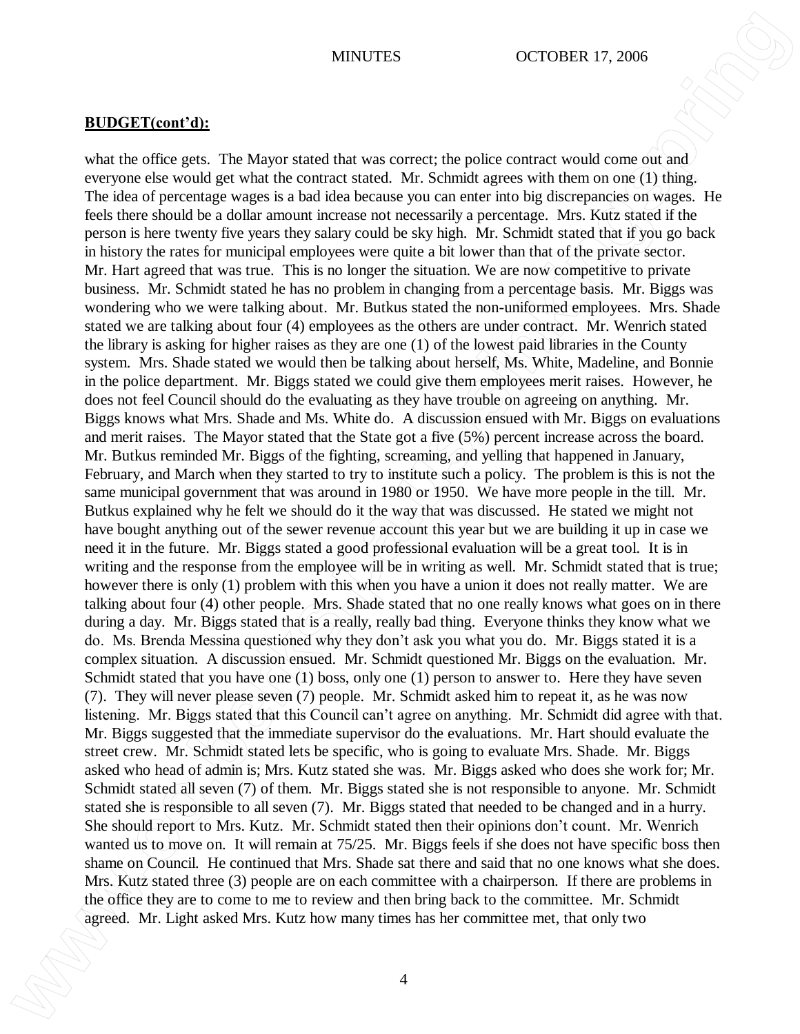**BUDGET(cont'd):**

what the office gets. The Mayor stated that was correct; the police contract would come out and everyone else would get what the contract stated. Mr. Schmidt agrees with them on one (1) thing. The idea of percentage wages is a bad idea because you can enter into big discrepancies on wages. He feels there should be a dollar amount increase not necessarily a percentage. Mrs. Kutz stated if the person is here twenty five years they salary could be sky high. Mr. Schmidt stated that if you go back in history the rates for municipal employees were quite a bit lower than that of the private sector. Mr. Hart agreed that was true. This is no longer the situation. We are now competitive to private business. Mr. Schmidt stated he has no problem in changing from a percentage basis. Mr. Biggs was wondering who we were talking about. Mr. Butkus stated the non-uniformed employees. Mrs. Shade stated we are talking about four (4) employees as the others are under contract. Mr. Wenrich stated the library is asking for higher raises as they are one (1) of the lowest paid libraries in the County system. Mrs. Shade stated we would then be talking about herself, Ms. White, Madeline, and Bonnie in the police department. Mr. Biggs stated we could give them employees merit raises. However, he does not feel Council should do the evaluating as they have trouble on agreeing on anything. Mr. Biggs knows what Mrs. Shade and Ms. White do. A discussion ensued with Mr. Biggs on evaluations and merit raises. The Mayor stated that the State got a five (5%) percent increase across the board. Mr. Butkus reminded Mr. Biggs of the fighting, screaming, and yelling that happened in January, February, and March when they started to try to institute such a policy. The problem is this is not the same municipal government that was around in 1980 or 1950. We have more people in the till. Mr. Butkus explained why he felt we should do it the way that was discussed. He stated we might not have bought anything out of the sewer revenue account this year but we are building it up in case we need it in the future. Mr. Biggs stated a good professional evaluation will be a great tool. It is in writing and the response from the employee will be in writing as well. Mr. Schmidt stated that is true; however there is only (1) problem with this when you have a union it does not really matter. We are talking about four (4) other people. Mrs. Shade stated that no one really knows what goes on in there during a day. Mr. Biggs stated that is a really, really bad thing. Everyone thinks they know what we do. Ms. Brenda Messina questioned why they don't ask you what you do. Mr. Biggs stated it is a complex situation. A discussion ensued. Mr. Schmidt questioned Mr. Biggs on the evaluation. Mr. Schmidt stated that you have one (1) boss, only one (1) person to answer to. Here they have seven (7). They will never please seven (7) people. Mr. Schmidt asked him to repeat it, as he was now listening. Mr. Biggs stated that this Council can't agree on anything. Mr. Schmidt did agree with that. Mr. Biggs suggested that the immediate supervisor do the evaluations. Mr. Hart should evaluate the street crew. Mr. Schmidt stated lets be specific, who is going to evaluate Mrs. Shade. Mr. Biggs asked who head of admin is; Mrs. Kutz stated she was. Mr. Biggs asked who does she work for; Mr. Schmidt stated all seven (7) of them. Mr. Biggs stated she is not responsible to anyone. Mr. Schmidt stated she is responsible to all seven (7). Mr. Biggs stated that needed to be changed and in a hurry. She should report to Mrs. Kutz. Mr. Schmidt stated then their opinions don't count. Mr. Wenrich wanted us to move on. It will remain at 75/25. Mr. Biggs feels if she does not have specific boss then shame on Council. He continued that Mrs. Shade sat there and said that no one knows what she does. Mrs. Kutz stated three (3) people are on each committee with a chairperson. If there are problems in the office they are to come to me to review and then bring back to the committee. Mr. Schmidt agreed. Mr. Light asked Mrs. Kutz how many times has her committee met, that only two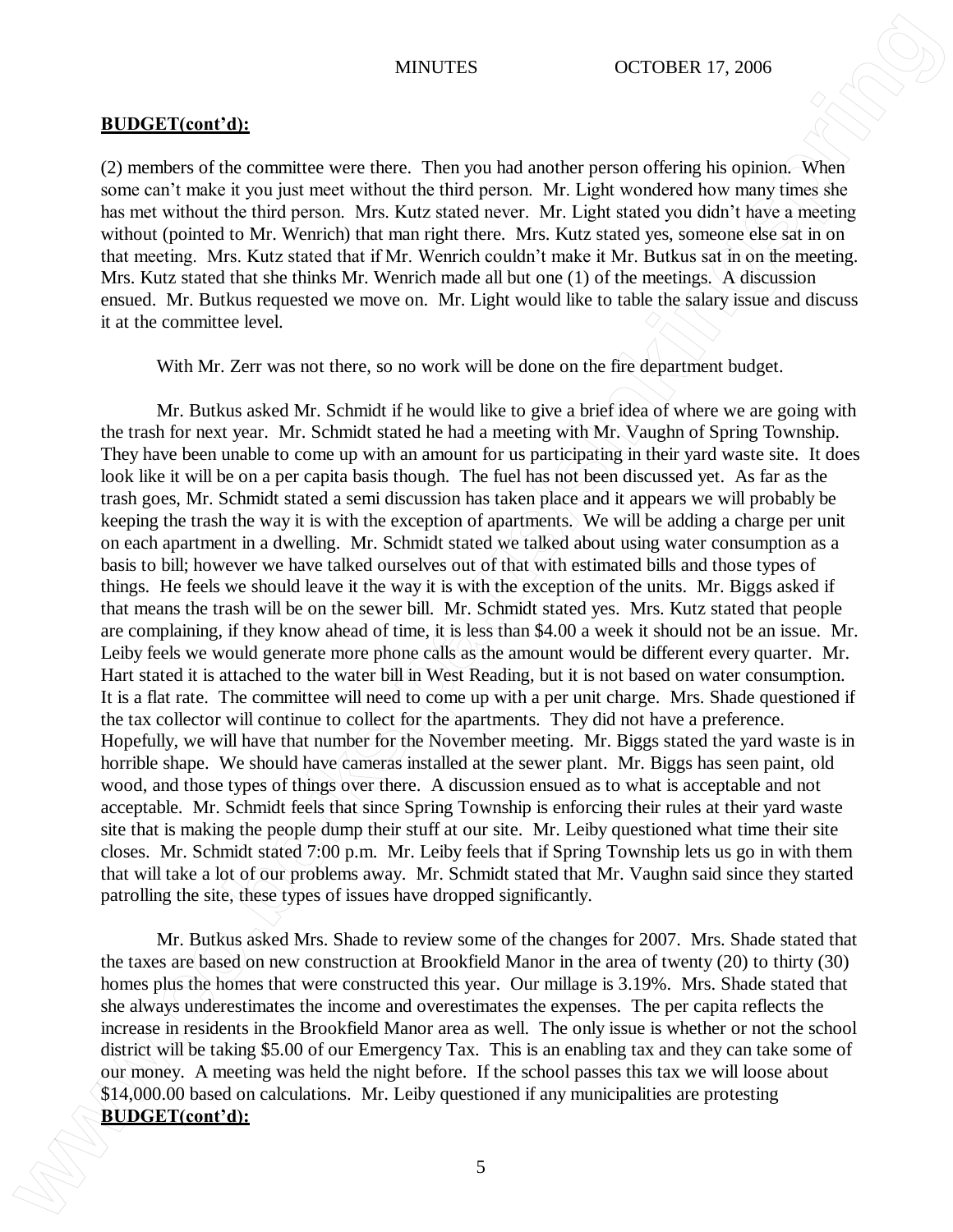**BUDGET(cont'd):**

(2) members of the committee were there. Then you had another person offering his opinion. When some can't make it you just meet without the third person. Mr. Light wondered how many times she has met without the third person. Mrs. Kutz stated never. Mr. Light stated you didn't have a meeting without (pointed to Mr. Wenrich) that man right there. Mrs. Kutz stated yes, someone else sat in on that meeting. Mrs. Kutz stated that if Mr. Wenrich couldn't make it Mr. Butkus sat in on the meeting. Mrs. Kutz stated that she thinks Mr. Wenrich made all but one (1) of the meetings. A discussion ensued. Mr. Butkus requested we move on. Mr. Light would like to table the salary issue and discuss it at the committee level.

With Mr. Zerr was not there, so no work will be done on the fire department budget.

Mr. Butkus asked Mr. Schmidt if he would like to give a brief idea of where we are going with the trash for next year. Mr. Schmidt stated he had a meeting with Mr. Vaughn of Spring Township. They have been unable to come up with an amount for us participating in their yard waste site. It does look like it will be on a per capita basis though. The fuel has not been discussed yet. As far as the trash goes, Mr. Schmidt stated a semi discussion has taken place and it appears we will probably be keeping the trash the way it is with the exception of apartments. We will be adding a charge per unit on each apartment in a dwelling. Mr. Schmidt stated we talked about using water consumption as a basis to bill; however we have talked ourselves out of that with estimated bills and those types of things. He feels we should leave it the way it is with the exception of the units. Mr. Biggs asked if that means the trash will be on the sewer bill. Mr. Schmidt stated yes. Mrs. Kutz stated that people are complaining, if they know ahead of time, it is less than $4.00 a week it should not be an issue. Mr. Leiby feels we would generate more phone calls as the amount would be different every quarter. Mr. Hart stated it is attached to the water bill in West Reading, but it is not based on water consumption. It is a flat rate. The committee will need to come up with a per unit charge. Mrs. Shade questioned if the tax collector will continue to collect for the apartments. They did not have a preference. Hopefully, we will have that number for the November meeting. Mr. Biggs stated the yard waste is in horrible shape. We should have cameras installed at the sewer plant. Mr. Biggs has seen paint, old wood, and those types of things over there. A discussion ensued as to what is acceptable and not acceptable. Mr. Schmidt feels that since Spring Township is enforcing their rules at their yard waste site that is making the people dump their stuff at our site. Mr. Leiby questioned what time their site closes. Mr. Schmidt stated 7:00 p.m. Mr. Leiby feels that if Spring Township lets us go in with them that will take a lot of our problems away. Mr. Schmidt stated that Mr. Vaughn said since they started patrolling the site, these types of issues have dropped significantly.

Mr. Butkus asked Mrs. Shade to review some of the changes for 2007. Mrs. Shade stated that the taxes are based on new construction at Brookfield Manor in the area of twenty (20) to thirty (30) homes plus the homes that were constructed this year. Our millage is 3.19%. Mrs. Shade stated that she always underestimates the income and overestimates the expenses. The per capita reflects the increase in residents in the Brookfield Manor area as well. The only issue is whether or not the school district will be taking $5.00 of our Emergency Tax. This is an enabling tax and they can take some of our money. A meeting was held the night before. If the school passes this tax we will loose about $14,000.00 based on calculations. Mr. Leiby questioned if any municipalities are protesting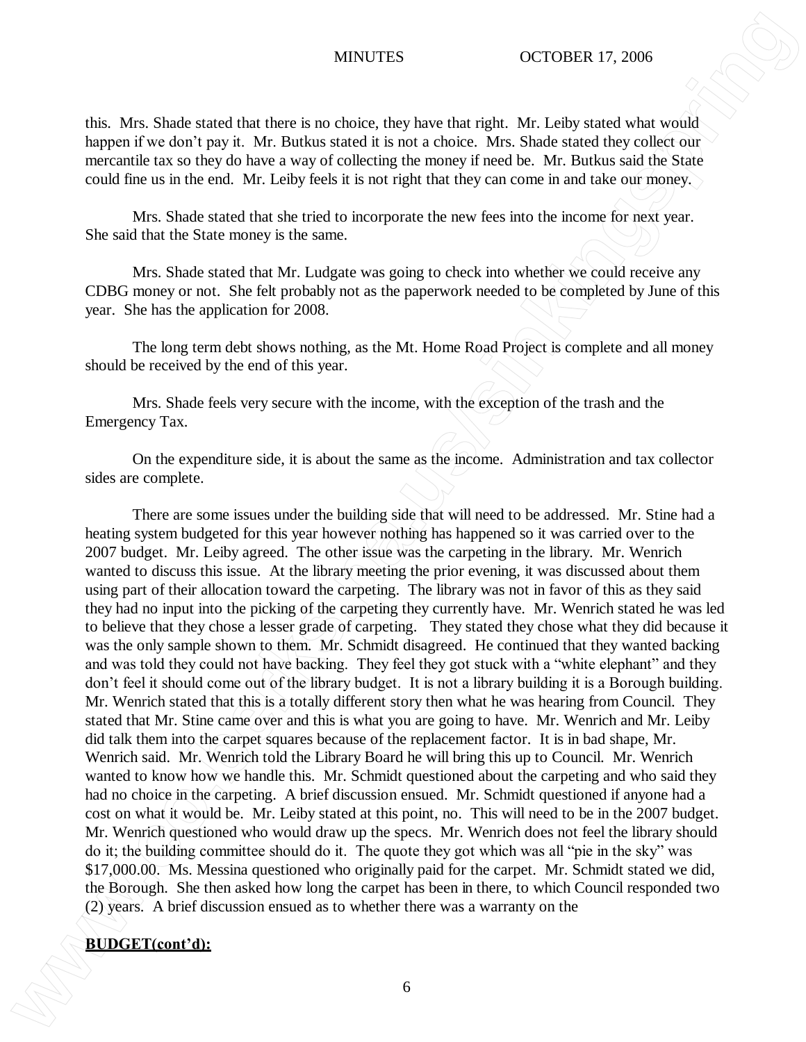this. Mrs. Shade stated that there is no choice, they have that right. Mr. Leiby stated what would happen if we don't pay it. Mr. Butkus stated it is not a choice. Mrs. Shade stated they collect our mercantile tax so they do have a way of collecting the money if need be. Mr. Butkus said the State could fine us in the end. Mr. Leiby feels it is not right that they can come in and take our money.

Mrs. Shade stated that she tried to incorporate the new fees into the income for next year. She said that the State money is the same.

Mrs. Shade stated that Mr. Ludgate was going to check into whether we could receive any CDBG money or not. She felt probably not as the paperwork needed to be completed by June of this year. She has the application for 2008.

The long term debt shows nothing, as the Mt. Home Road Project is complete and all money should be received by the end of this year.

Mrs. Shade feels very secure with the income, with the exception of the trash and the Emergency Tax.

On the expenditure side, it is about the same as the income. Administration and tax collector sides are complete.

There are some issues under the building side that will need to be addressed. Mr. Stine had a heating system budgeted for this year however nothing has happened so it was carried over to the 2007 budget. Mr. Leiby agreed. The other issue was the carpeting in the library. Mr. Wenrich wanted to discuss this issue. At the library meeting the prior evening, it was discussed about them using part of their allocation toward the carpeting. The library was not in favor of this as they said they had no input into the picking of the carpeting they currently have. Mr. Wenrich stated he was led to believe that they chose a lesser grade of carpeting. They stated they chose what they did because it was the only sample shown to them. Mr. Schmidt disagreed. He continued that they wanted backing and was told they could not have backing. They feel they got stuck with a "white elephant" and they don't feel it should come out of the library budget. It is not a library building it is a Borough building. Mr. Wenrich stated that this is a totally different story then what he was hearing from Council. They stated that Mr. Stine came over and this is what you are going to have. Mr. Wenrich and Mr. Leiby did talk them into the carpet squares because of the replacement factor. It is in bad shape, Mr. Wenrich said. Mr. Wenrich told the Library Board he will bring this up to Council. Mr. Wenrich wanted to know how we handle this. Mr. Schmidt questioned about the carpeting and who said they had no choice in the carpeting. A brief discussion ensued. Mr. Schmidt questioned if anyone had a cost on what it would be. Mr. Leiby stated at this point, no. This will need to be in the 2007 budget. Mr. Wenrich questioned who would draw up the specs. Mr. Wenrich does not feel the library should do it; the building committee should do it. The quote they got which was all "pie in the sky" was $17,000.00. Ms. Messina questioned who originally paid for the carpet. Mr. Schmidt stated we did, the Borough. She then asked how long the carpet has been in there, to which Council responded two (2) years. A brief discussion ensued as to whether there was a warranty on the

**BUDGET(cont'd):**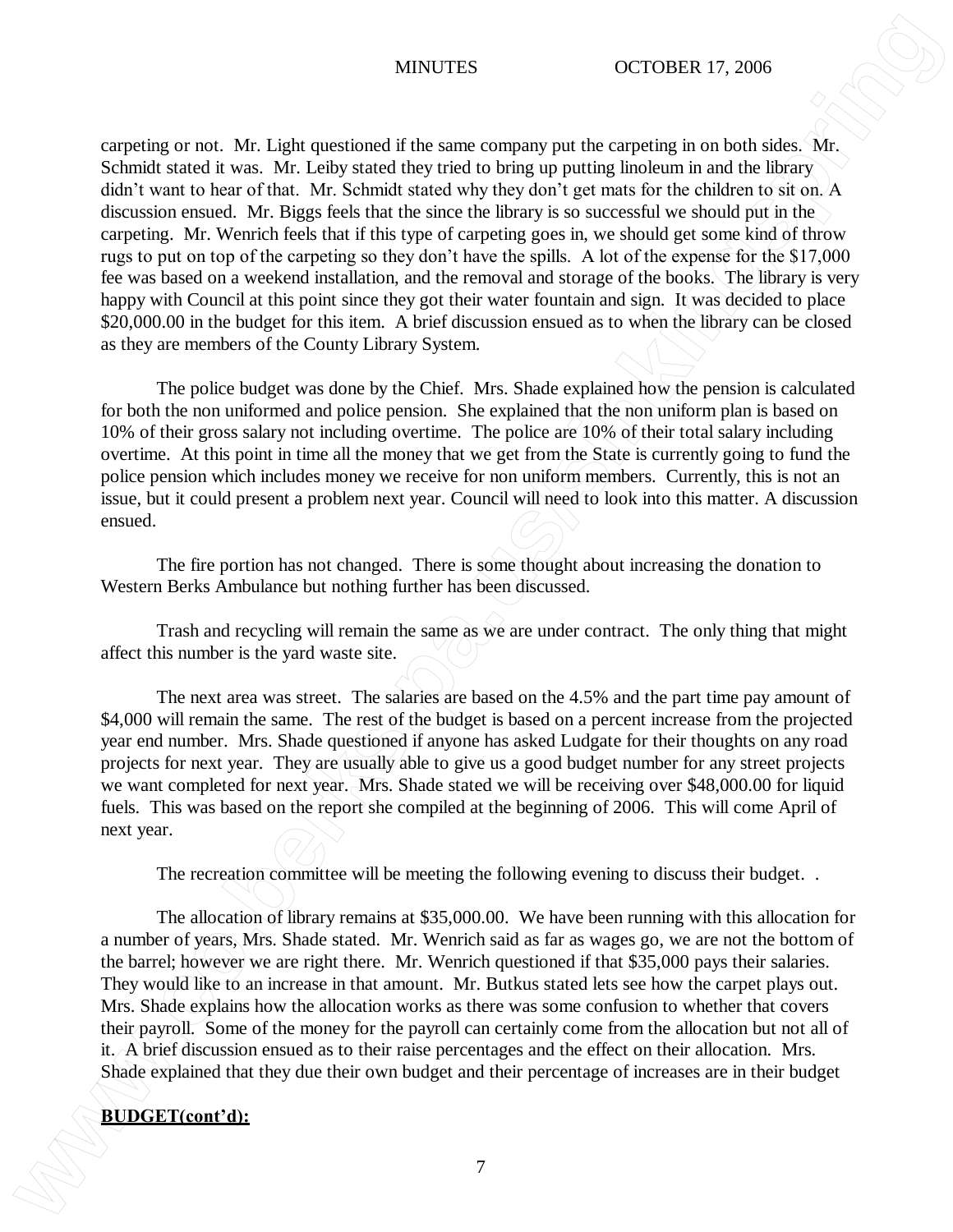carpeting or not. Mr. Light questioned if the same company put the carpeting in on both sides. Mr. Schmidt stated it was. Mr. Leiby stated they tried to bring up putting linoleum in and the library didn't want to hear of that. Mr. Schmidt stated why they don't get mats for the children to sit on. A discussion ensued. Mr. Biggs feels that the since the library is so successful we should put in the carpeting. Mr. Wenrich feels that if this type of carpeting goes in, we should get some kind of throw rugs to put on top of the carpeting so they don't have the spills. A lot of the expense for the $17,000 fee was based on a weekend installation, and the removal and storage of the books. The library is very happy with Council at this point since they got their water fountain and sign. It was decided to place $20,000.00 in the budget for this item. A brief discussion ensued as to when the library can be closed as they are members of the County Library System.

The police budget was done by the Chief. Mrs. Shade explained how the pension is calculated for both the non uniformed and police pension. She explained that the non uniform plan is based on 10% of their gross salary not including overtime. The police are 10% of their total salary including overtime. At this point in time all the money that we get from the State is currently going to fund the police pension which includes money we receive for non uniform members. Currently, this is not an issue, but it could present a problem next year. Council will need to look into this matter. A discussion ensued.

The fire portion has not changed. There is some thought about increasing the donation to Western Berks Ambulance but nothing further has been discussed.

Trash and recycling will remain the same as we are under contract. The only thing that might affect this number is the yard waste site.

The next area was street. The salaries are based on the 4.5% and the part time pay amount of $4,000 will remain the same. The rest of the budget is based on a percent increase from the projected year end number. Mrs. Shade questioned if anyone has asked Ludgate for their thoughts on any road projects for next year. They are usually able to give us a good budget number for any street projects we want completed for next year. Mrs. Shade stated we will be receiving over $48,000.00 for liquid fuels. This was based on the report she compiled at the beginning of 2006. This will come April of next year.

The recreation committee will be meeting the following evening to discuss their budget. .

The allocation of library remains at $35,000.00. We have been running with this allocation for a number of years, Mrs. Shade stated. Mr. Wenrich said as far as wages go, we are not the bottom of the barrel; however we are right there. Mr. Wenrich questioned if that $35,000 pays their salaries. They would like to an increase in that amount. Mr. Butkus stated lets see how the carpet plays out. Mrs. Shade explains how the allocation works as there was some confusion to whether that covers their payroll. Some of the money for the payroll can certainly come from the allocation but not all of it. A brief discussion ensued as to their raise percentages and the effect on their allocation. Mrs. Shade explained that they due their own budget and their percentage of increases are in their budget

**BUDGET(cont'd):**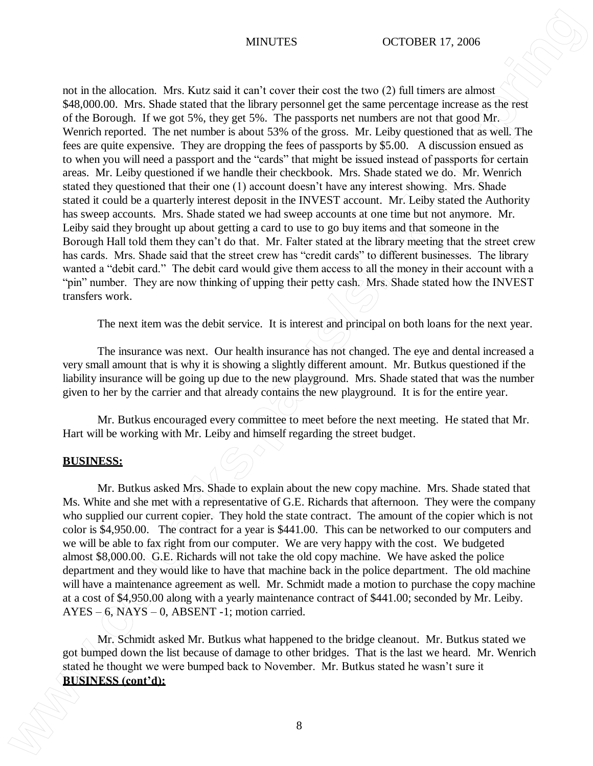not in the allocation. Mrs. Kutz said it can't cover their cost the two (2) full timers are almost $48,000.00. Mrs. Shade stated that the library personnel get the same percentage increase as the rest of the Borough. If we got 5%, they get 5%. The passports net numbers are not that good Mr. Wenrich reported. The net number is about 53% of the gross. Mr. Leiby questioned that as well. The fees are quite expensive. They are dropping the fees of passports by $5.00. A discussion ensued as to when you will need a passport and the "cards" that might be issued instead of passports for certain areas. Mr. Leiby questioned if we handle their checkbook. Mrs. Shade stated we do. Mr. Wenrich stated they questioned that their one (1) account doesn't have any interest showing. Mrs. Shade stated it could be a quarterly interest deposit in the INVEST account. Mr. Leiby stated the Authority has sweep accounts. Mrs. Shade stated we had sweep accounts at one time but not anymore. Mr. Leiby said they brought up about getting a card to use to go buy items and that someone in the Borough Hall told them they can't do that. Mr. Falter stated at the library meeting that the street crew has cards. Mrs. Shade said that the street crew has "credit cards" to different businesses. The library wanted a "debit card." The debit card would give them access to all the money in their account with a "pin" number. They are now thinking of upping their petty cash. Mrs. Shade stated how the INVEST transfers work.

The next item was the debit service. It is interest and principal on both loans for the next year.

The insurance was next. Our health insurance has not changed. The eye and dental increased a very small amount that is why it is showing a slightly different amount. Mr. Butkus questioned if the liability insurance will be going up due to the new playground. Mrs. Shade stated that was the number given to her by the carrier and that already contains the new playground. It is for the entire year.

Mr. Butkus encouraged every committee to meet before the next meeting. He stated that Mr. Hart will be working with Mr. Leiby and himself regarding the street budget.

**BUSINESS:**

Mr. Butkus asked Mrs. Shade to explain about the new copy machine. Mrs. Shade stated that Ms. White and she met with a representative of G.E. Richards that afternoon. They were the company who supplied our current copier. They hold the state contract. The amount of the copier which is not color is $4,950.00. The contract for a year is $441.00. This can be networked to our computers and we will be able to fax right from our computer. We are very happy with the cost. We budgeted almost $8,000.00. G.E. Richards will not take the old copy machine. We have asked the police department and they would like to have that machine back in the police department. The old machine will have a maintenance agreement as well. Mr. Schmidt made a motion to purchase the copy machine at a cost of $4,950.00 along with a yearly maintenance contract of $441.00; seconded by Mr. Leiby. AYES – 6, NAYS – 0, ABSENT -1; motion carried.

Mr. Schmidt asked Mr. Butkus what happened to the bridge cleanout. Mr. Butkus stated we got bumped down the list because of damage to other bridges. That is the last we heard. Mr. Wenrich stated he thought we were bumped back to November. Mr. Butkus stated he wasn't sure it

**BUSINESS (cont'd):**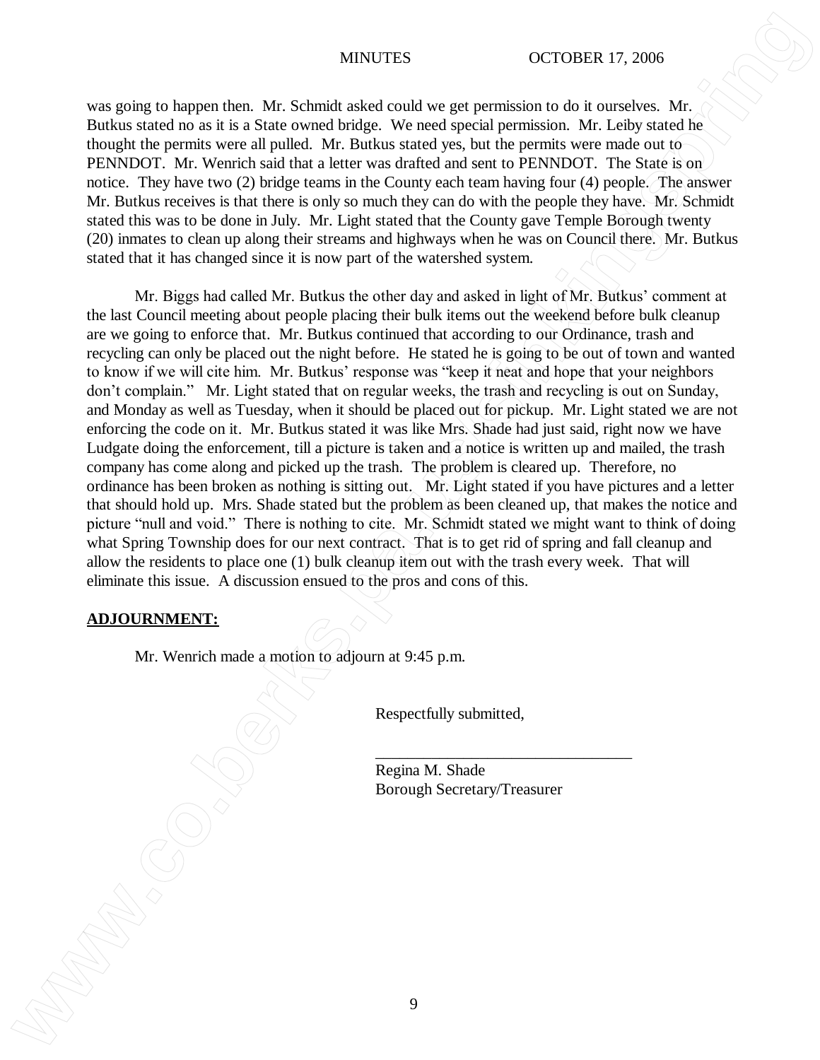was going to happen then. Mr. Schmidt asked could we get permission to do it ourselves. Mr. Butkus stated no as it is a State owned bridge. We need special permission. Mr. Leiby stated he thought the permits were all pulled. Mr. Butkus stated yes, but the permits were made out to PENNDOT. Mr. Wenrich said that a letter was drafted and sent to PENNDOT. The State is on notice. They have two (2) bridge teams in the County each team having four (4) people. The answer Mr. Butkus receives is that there is only so much they can do with the people they have. Mr. Schmidt stated this was to be done in July. Mr. Light stated that the County gave Temple Borough twenty (20) inmates to clean up along their streams and highways when he was on Council there. Mr. Butkus stated that it has changed since it is now part of the watershed system.

Mr. Biggs had called Mr. Butkus the other day and asked in light of Mr. Butkus' comment at the last Council meeting about people placing their bulk items out the weekend before bulk cleanup are we going to enforce that. Mr. Butkus continued that according to our Ordinance, trash and recycling can only be placed out the night before. He stated he is going to be out of town and wanted to know if we will cite him. Mr. Butkus' response was "keep it neat and hope that your neighbors don't complain." Mr. Light stated that on regular weeks, the trash and recycling is out on Sunday, and Monday as well as Tuesday, when it should be placed out for pickup. Mr. Light stated we are not enforcing the code on it. Mr. Butkus stated it was like Mrs. Shade had just said, right now we have Ludgate doing the enforcement, till a picture is taken and a notice is written up and mailed, the trash company has come along and picked up the trash. The problem is cleared up. Therefore, no ordinance has been broken as nothing is sitting out. Mr. Light stated if you have pictures and a letter that should hold up. Mrs. Shade stated but the problem as been cleaned up, that makes the notice and picture "null and void." There is nothing to cite. Mr. Schmidt stated we might want to think of doing what Spring Township does for our next contract. That is to get rid of spring and fall cleanup and allow the residents to place one (1) bulk cleanup item out with the trash every week. That will eliminate this issue. A discussion ensued to the pros and cons of this.

**ADJOURNMENT:**

Mr. Wenrich made a motion to adjourn at 9:45 p.m.

Respectfully submitted,

\_\_\_\_\_\_\_\_\_\_\_\_\_\_\_\_\_\_\_\_\_\_\_\_\_\_\_\_\_\_\_\_

Regina M. Shade
Borough Secretary/Treasurer